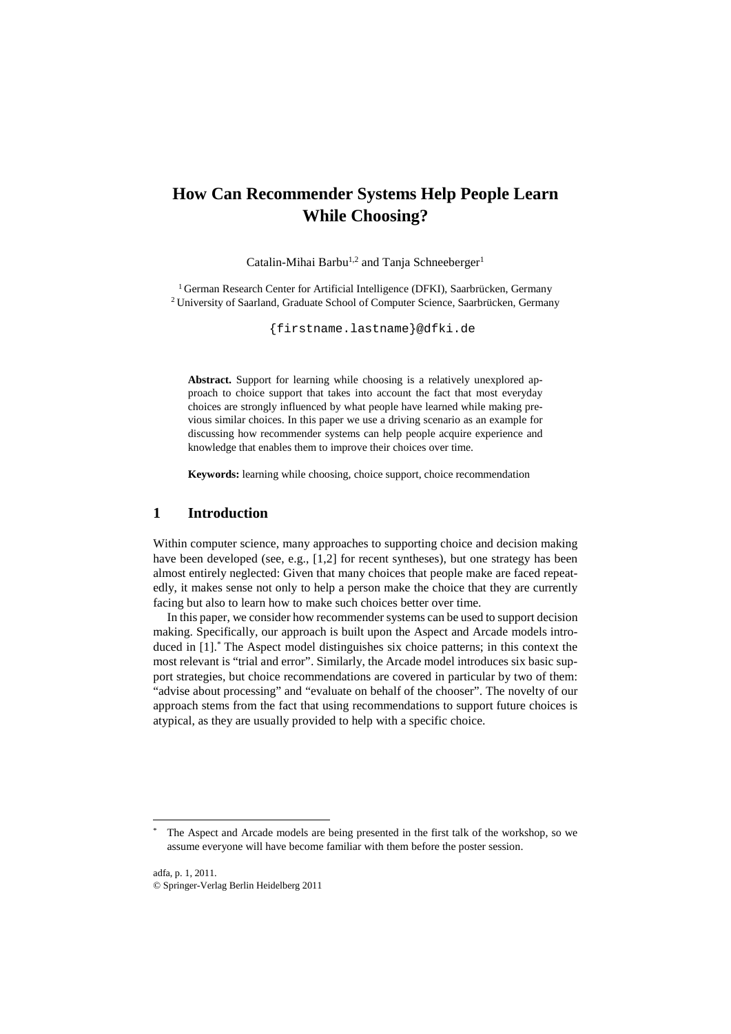# How Can Recommender Systems Help People Learn While Choosing?

Catalin-Mihai Barbu[1,2] and Tanja Schneeberger[1]

[1] German Research Center for Artificial Intelligence (DFKI), Saarbrücken, Germany
[2] University of Saarland, Graduate School of Computer Science, Saarbrücken, Germany

{firstname.lastname}@dfki.de

**Abstract.** Support for learning while choosing is a relatively unexplored approach to choice support that takes into account the fact that most everyday choices are strongly influenced by what people have learned while making previous similar choices. In this paper we use a driving scenario as an example for discussing how recommender systems can help people acquire experience and knowledge that enables them to improve their choices over time.

**Keywords:** learning while choosing, choice support, choice recommendation

## 1 Introduction

Within computer science, many approaches to supporting choice and decision making have been developed (see, e.g., [1,2] for recent syntheses), but one strategy has been almost entirely neglected: Given that many choices that people make are faced repeatedly, it makes sense not only to help a person make the choice that they are currently facing but also to learn how to make such choices better over time.

In this paper, we consider how recommender systems can be used to support decision making. Specifically, our approach is built upon the Aspect and Arcade models introduced in [1].* The Aspect model distinguishes six choice patterns; in this context the most relevant is "trial and error". Similarly, the Arcade model introduces six basic support strategies, but choice recommendations are covered in particular by two of them: "advise about processing" and "evaluate on behalf of the chooser". The novelty of our approach stems from the fact that using recommendations to support future choices is atypical, as they are usually provided to help with a specific choice.

* The Aspect and Arcade models are being presented in the first talk of the workshop, so we assume everyone will have become familiar with them before the poster session.

adfa, p. 1, 2011.
© Springer-Verlag Berlin Heidelberg 2011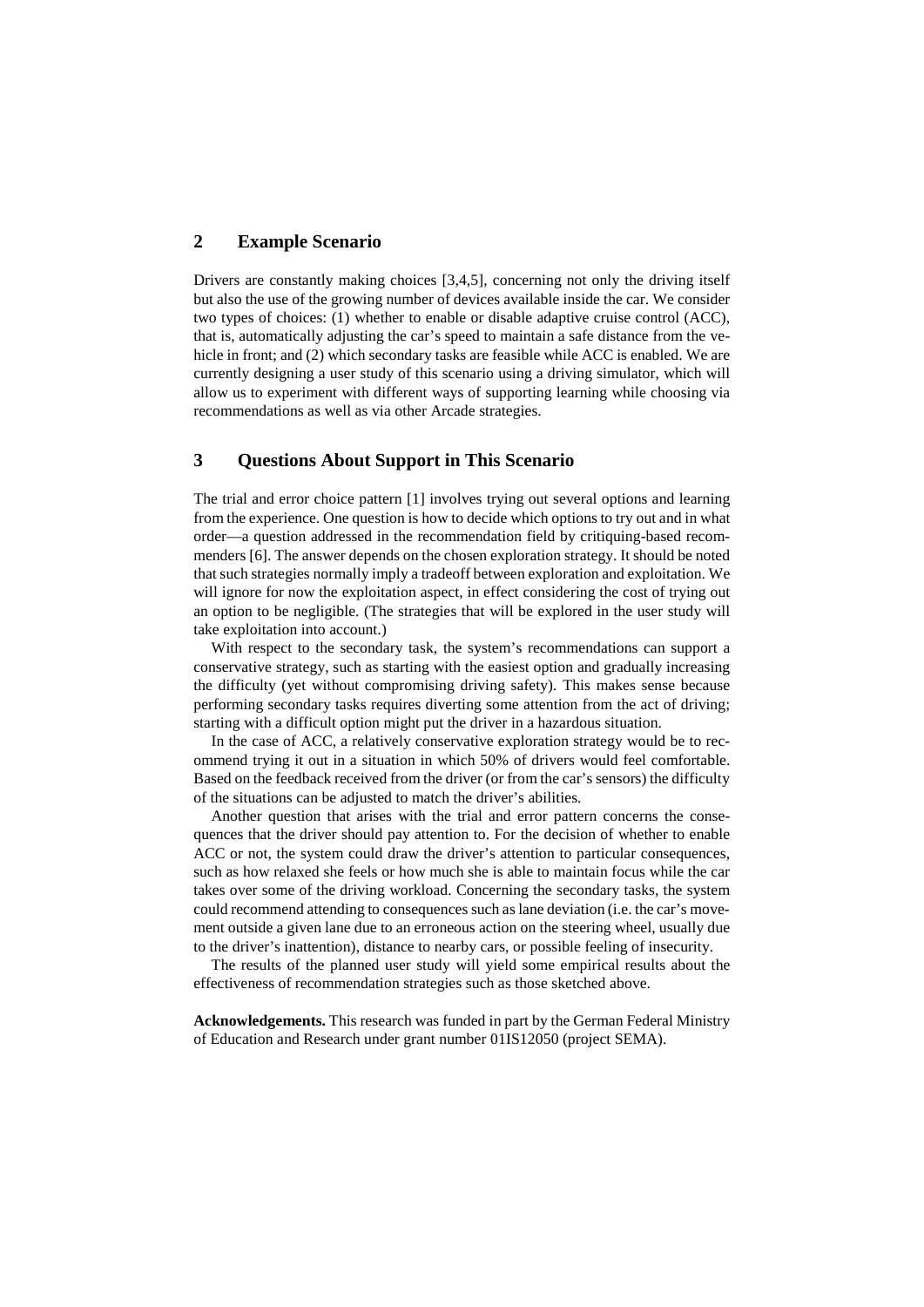## 2 Example Scenario

Drivers are constantly making choices [3,4,5], concerning not only the driving itself but also the use of the growing number of devices available inside the car. We consider two types of choices: (1) whether to enable or disable adaptive cruise control (ACC), that is, automatically adjusting the car's speed to maintain a safe distance from the vehicle in front; and (2) which secondary tasks are feasible while ACC is enabled. We are currently designing a user study of this scenario using a driving simulator, which will allow us to experiment with different ways of supporting learning while choosing via recommendations as well as via other Arcade strategies.

## 3 Questions About Support in This Scenario

The trial and error choice pattern [1] involves trying out several options and learning from the experience. One question is how to decide which options to try out and in what order—a question addressed in the recommendation field by critiquing-based recommenders [6]. The answer depends on the chosen exploration strategy. It should be noted that such strategies normally imply a tradeoff between exploration and exploitation. We will ignore for now the exploitation aspect, in effect considering the cost of trying out an option to be negligible. (The strategies that will be explored in the user study will take exploitation into account.)

With respect to the secondary task, the system's recommendations can support a conservative strategy, such as starting with the easiest option and gradually increasing the difficulty (yet without compromising driving safety). This makes sense because performing secondary tasks requires diverting some attention from the act of driving; starting with a difficult option might put the driver in a hazardous situation.

In the case of ACC, a relatively conservative exploration strategy would be to recommend trying it out in a situation in which 50% of drivers would feel comfortable. Based on the feedback received from the driver (or from the car's sensors) the difficulty of the situations can be adjusted to match the driver's abilities.

Another question that arises with the trial and error pattern concerns the consequences that the driver should pay attention to. For the decision of whether to enable ACC or not, the system could draw the driver's attention to particular consequences, such as how relaxed she feels or how much she is able to maintain focus while the car takes over some of the driving workload. Concerning the secondary tasks, the system could recommend attending to consequences such as lane deviation (i.e. the car's movement outside a given lane due to an erroneous action on the steering wheel, usually due to the driver's inattention), distance to nearby cars, or possible feeling of insecurity.

The results of the planned user study will yield some empirical results about the effectiveness of recommendation strategies such as those sketched above.

**Acknowledgements.** This research was funded in part by the German Federal Ministry of Education and Research under grant number 01IS12050 (project SEMA).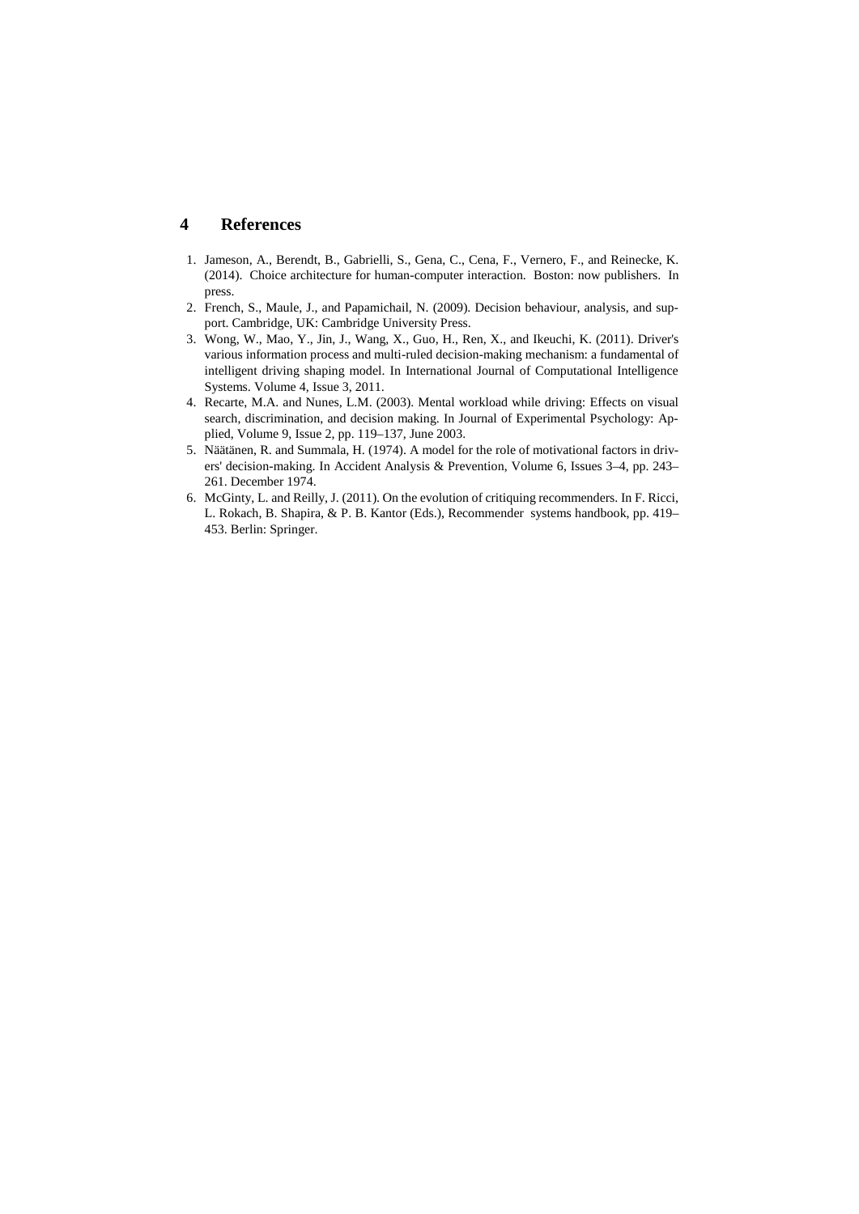## 4 References

1. Jameson, A., Berendt, B., Gabrielli, S., Gena, C., Cena, F., Vernero, F., and Reinecke, K. (2014). Choice architecture for human-computer interaction. Boston: now publishers. In press.
2. French, S., Maule, J., and Papamichail, N. (2009). Decision behaviour, analysis, and support. Cambridge, UK: Cambridge University Press.
3. Wong, W., Mao, Y., Jin, J., Wang, X., Guo, H., Ren, X., and Ikeuchi, K. (2011). Driver's various information process and multi-ruled decision-making mechanism: a fundamental of intelligent driving shaping model. In International Journal of Computational Intelligence Systems. Volume 4, Issue 3, 2011.
4. Recarte, M.A. and Nunes, L.M. (2003). Mental workload while driving: Effects on visual search, discrimination, and decision making. In Journal of Experimental Psychology: Applied, Volume 9, Issue 2, pp. 119–137, June 2003.
5. Näätänen, R. and Summala, H. (1974). A model for the role of motivational factors in drivers' decision-making. In Accident Analysis & Prevention, Volume 6, Issues 3–4, pp. 243–261. December 1974.
6. McGinty, L. and Reilly, J. (2011). On the evolution of critiquing recommenders. In F. Ricci, L. Rokach, B. Shapira, & P. B. Kantor (Eds.), Recommender systems handbook, pp. 419–453. Berlin: Springer.